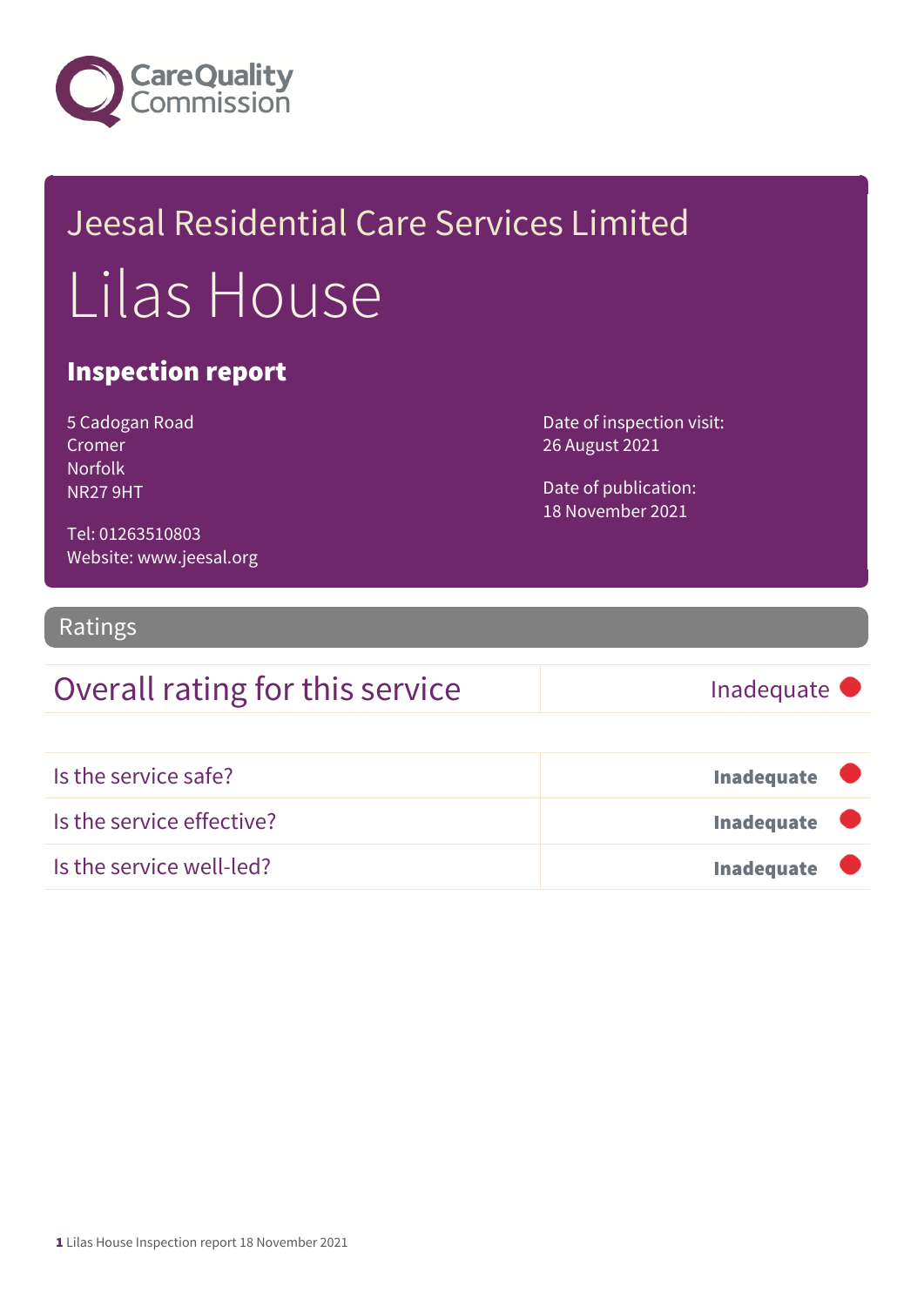Care Quality Commission

# Jeesal Residential Care Services Limited

# Lilas House

## Inspection report

5 Cadogan Road
Cromer
Norfolk
NR27 9HT

Tel: 01263510803
Website: www.jeesal.org

Date of inspection visit:
26 August 2021

Date of publication:
18 November 2021

## Ratings

| Overall rating for this service | Inadequate |
|---|---|

| | |
|---|---|
| Is the service safe? | **Inadequate** |
| Is the service effective? | **Inadequate** |
| Is the service well-led? | **Inadequate** |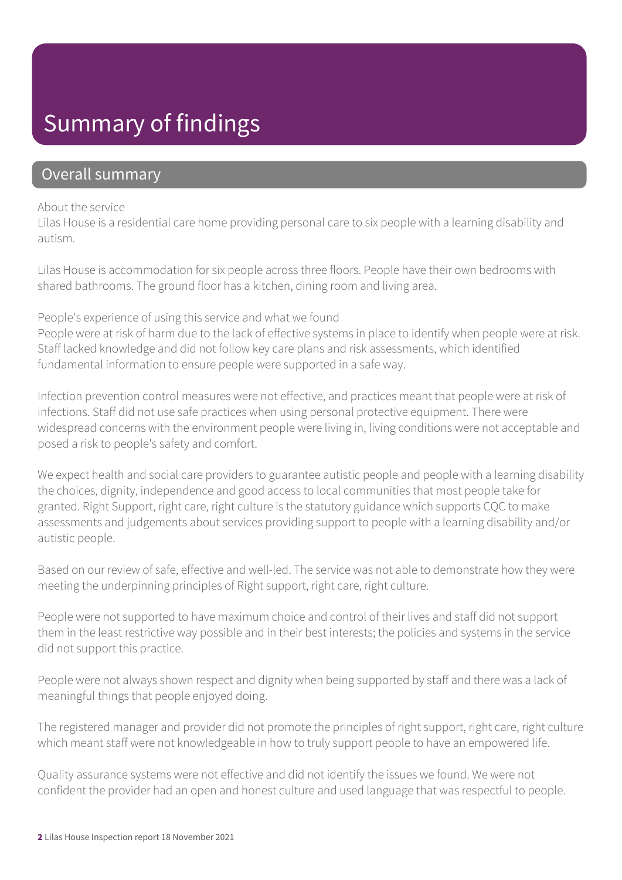# Summary of findings

## Overall summary

About the service

Lilas House is a residential care home providing personal care to six people with a learning disability and autism.

Lilas House is accommodation for six people across three floors. People have their own bedrooms with shared bathrooms. The ground floor has a kitchen, dining room and living area.

People's experience of using this service and what we found

People were at risk of harm due to the lack of effective systems in place to identify when people were at risk. Staff lacked knowledge and did not follow key care plans and risk assessments, which identified fundamental information to ensure people were supported in a safe way.

Infection prevention control measures were not effective, and practices meant that people were at risk of infections. Staff did not use safe practices when using personal protective equipment. There were widespread concerns with the environment people were living in, living conditions were not acceptable and posed a risk to people's safety and comfort.

We expect health and social care providers to guarantee autistic people and people with a learning disability the choices, dignity, independence and good access to local communities that most people take for granted. Right Support, right care, right culture is the statutory guidance which supports CQC to make assessments and judgements about services providing support to people with a learning disability and/or autistic people.

Based on our review of safe, effective and well-led. The service was not able to demonstrate how they were meeting the underpinning principles of Right support, right care, right culture.

People were not supported to have maximum choice and control of their lives and staff did not support them in the least restrictive way possible and in their best interests; the policies and systems in the service did not support this practice.

People were not always shown respect and dignity when being supported by staff and there was a lack of meaningful things that people enjoyed doing.

The registered manager and provider did not promote the principles of right support, right care, right culture which meant staff were not knowledgeable in how to truly support people to have an empowered life.

Quality assurance systems were not effective and did not identify the issues we found. We were not confident the provider had an open and honest culture and used language that was respectful to people.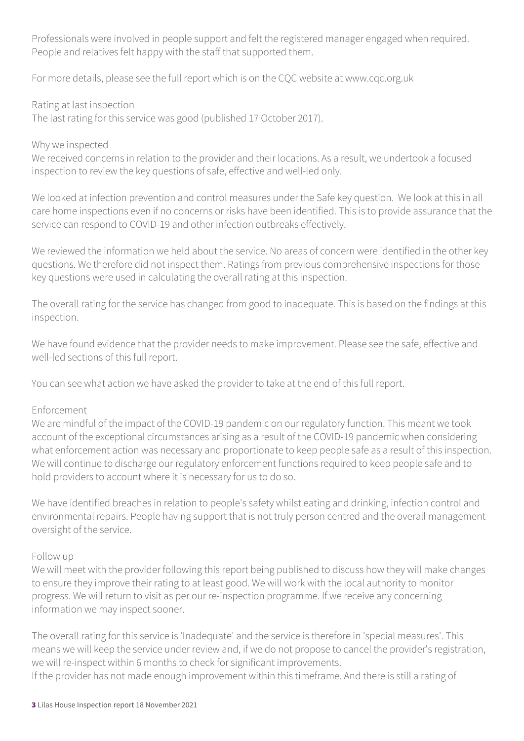Professionals were involved in people support and felt the registered manager engaged when required. People and relatives felt happy with the staff that supported them.

For more details, please see the full report which is on the CQC website at www.cqc.org.uk

Rating at last inspection
The last rating for this service was good (published 17 October 2017).

Why we inspected
We received concerns in relation to the provider and their locations. As a result, we undertook a focused inspection to review the key questions of safe, effective and well-led only.

We looked at infection prevention and control measures under the Safe key question. We look at this in all care home inspections even if no concerns or risks have been identified. This is to provide assurance that the service can respond to COVID-19 and other infection outbreaks effectively.

We reviewed the information we held about the service. No areas of concern were identified in the other key questions. We therefore did not inspect them. Ratings from previous comprehensive inspections for those key questions were used in calculating the overall rating at this inspection.

The overall rating for the service has changed from good to inadequate. This is based on the findings at this inspection.

We have found evidence that the provider needs to make improvement. Please see the safe, effective and well-led sections of this full report.

You can see what action we have asked the provider to take at the end of this full report.

Enforcement
We are mindful of the impact of the COVID-19 pandemic on our regulatory function. This meant we took account of the exceptional circumstances arising as a result of the COVID-19 pandemic when considering what enforcement action was necessary and proportionate to keep people safe as a result of this inspection. We will continue to discharge our regulatory enforcement functions required to keep people safe and to hold providers to account where it is necessary for us to do so.

We have identified breaches in relation to people's safety whilst eating and drinking, infection control and environmental repairs. People having support that is not truly person centred and the overall management oversight of the service.

Follow up
We will meet with the provider following this report being published to discuss how they will make changes to ensure they improve their rating to at least good. We will work with the local authority to monitor progress. We will return to visit as per our re-inspection programme. If we receive any concerning information we may inspect sooner.

The overall rating for this service is 'Inadequate' and the service is therefore in 'special measures'. This means we will keep the service under review and, if we do not propose to cancel the provider's registration, we will re-inspect within 6 months to check for significant improvements.
If the provider has not made enough improvement within this timeframe. And there is still a rating of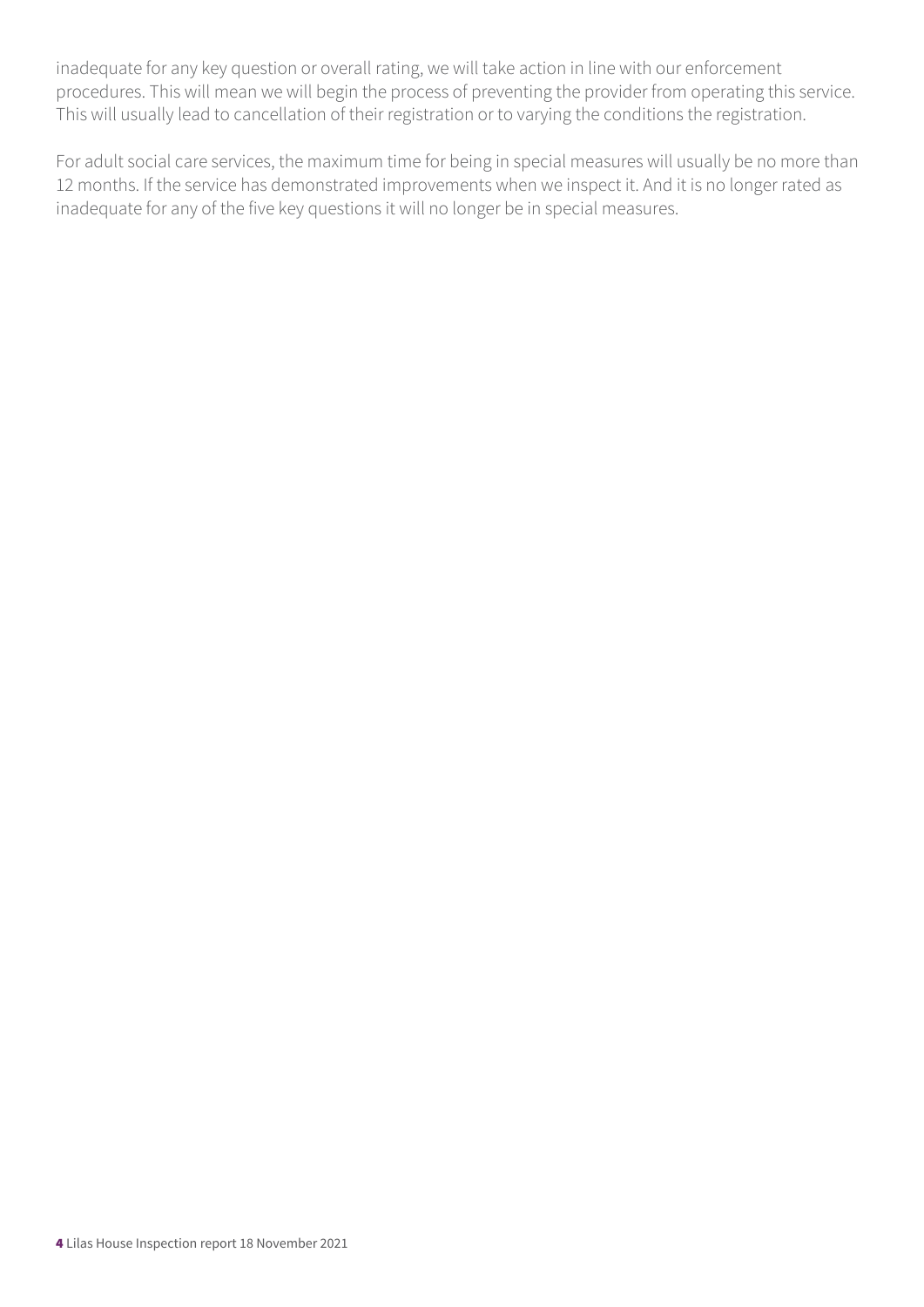inadequate for any key question or overall rating, we will take action in line with our enforcement procedures. This will mean we will begin the process of preventing the provider from operating this service. This will usually lead to cancellation of their registration or to varying the conditions the registration.

For adult social care services, the maximum time for being in special measures will usually be no more than 12 months. If the service has demonstrated improvements when we inspect it. And it is no longer rated as inadequate for any of the five key questions it will no longer be in special measures.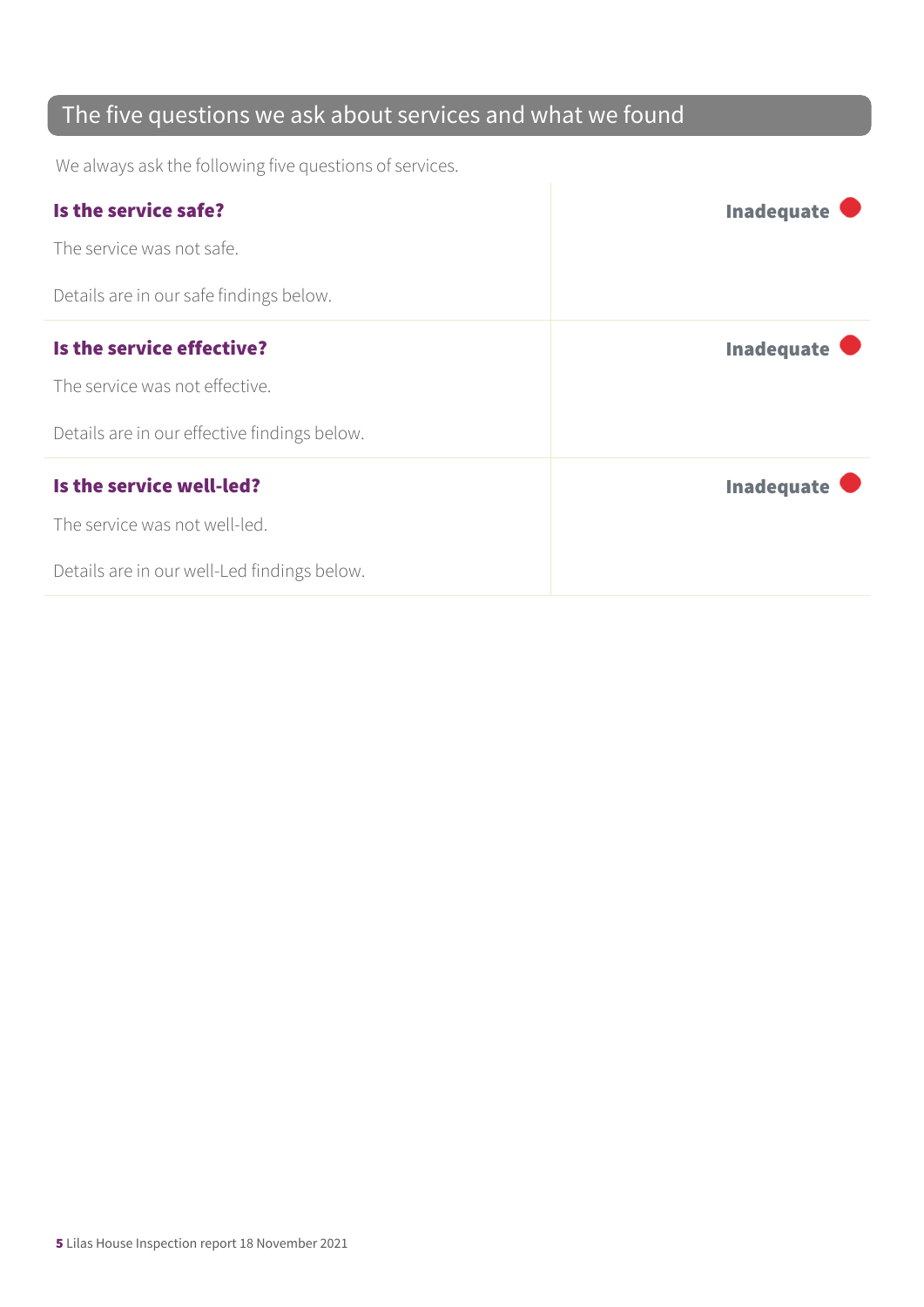## The five questions we ask about services and what we found

We always ask the following five questions of services.

| | |
|---|---|
| **Is the service safe?**<br><br>The service was not safe.<br><br>Details are in our safe findings below. | **Inadequate** |
| **Is the service effective?**<br><br>The service was not effective.<br><br>Details are in our effective findings below. | **Inadequate** |
| **Is the service well-led?**<br><br>The service was not well-led.<br><br>Details are in our well-Led findings below. | **Inadequate** |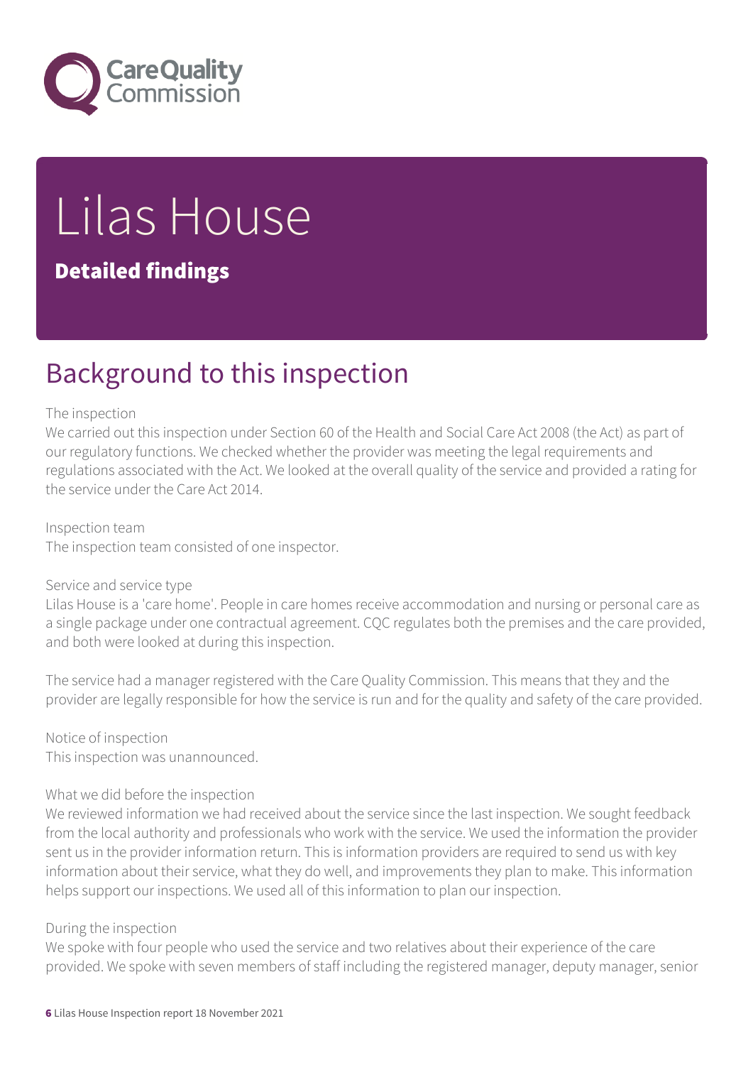# Lilas House

**Detailed findings**

## Background to this inspection

The inspection
We carried out this inspection under Section 60 of the Health and Social Care Act 2008 (the Act) as part of our regulatory functions. We checked whether the provider was meeting the legal requirements and regulations associated with the Act. We looked at the overall quality of the service and provided a rating for the service under the Care Act 2014.

Inspection team
The inspection team consisted of one inspector.

Service and service type
Lilas House is a 'care home'. People in care homes receive accommodation and nursing or personal care as a single package under one contractual agreement. CQC regulates both the premises and the care provided, and both were looked at during this inspection.

The service had a manager registered with the Care Quality Commission. This means that they and the provider are legally responsible for how the service is run and for the quality and safety of the care provided.

Notice of inspection
This inspection was unannounced.

What we did before the inspection
We reviewed information we had received about the service since the last inspection. We sought feedback from the local authority and professionals who work with the service. We used the information the provider sent us in the provider information return. This is information providers are required to send us with key information about their service, what they do well, and improvements they plan to make. This information helps support our inspections. We used all of this information to plan our inspection.

During the inspection
We spoke with four people who used the service and two relatives about their experience of the care provided. We spoke with seven members of staff including the registered manager, deputy manager, senior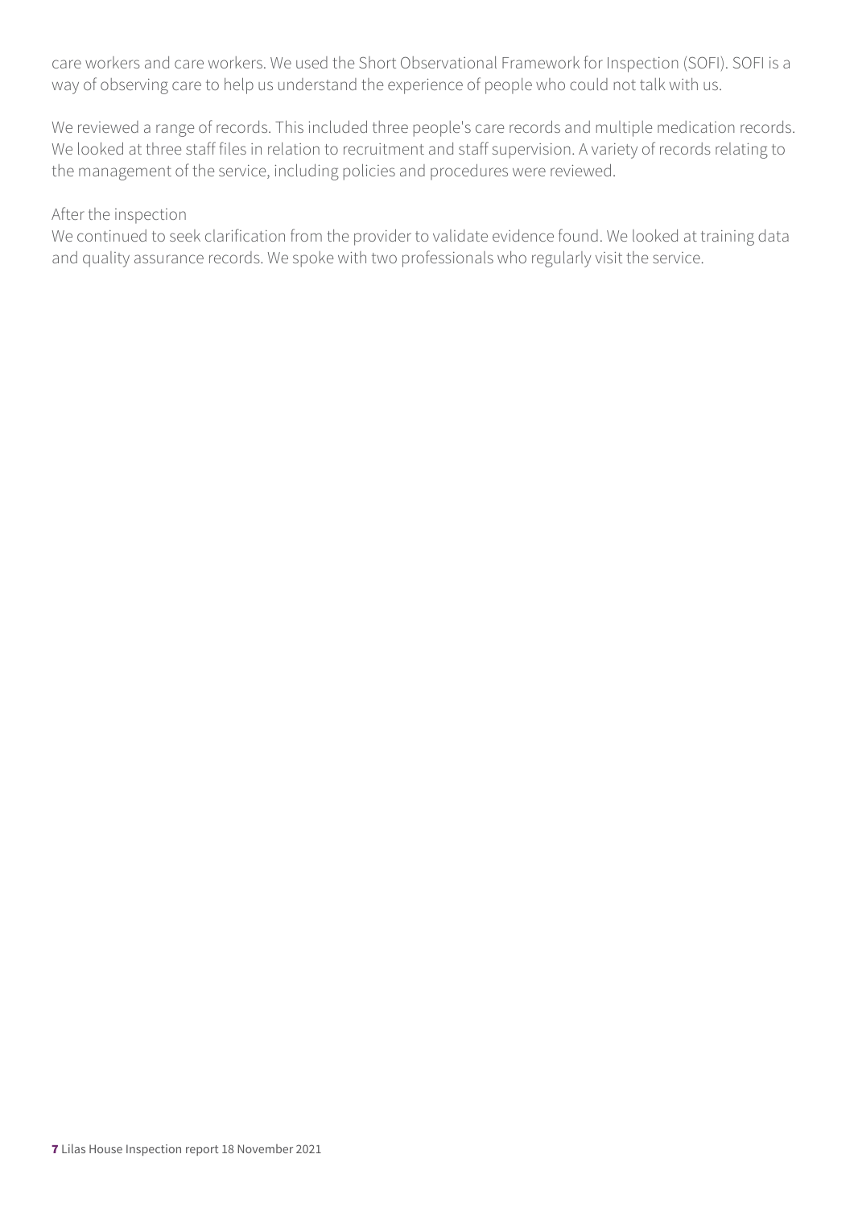care workers and care workers. We used the Short Observational Framework for Inspection (SOFI). SOFI is a way of observing care to help us understand the experience of people who could not talk with us.

We reviewed a range of records. This included three people's care records and multiple medication records. We looked at three staff files in relation to recruitment and staff supervision. A variety of records relating to the management of the service, including policies and procedures were reviewed.

After the inspection

We continued to seek clarification from the provider to validate evidence found. We looked at training data and quality assurance records. We spoke with two professionals who regularly visit the service.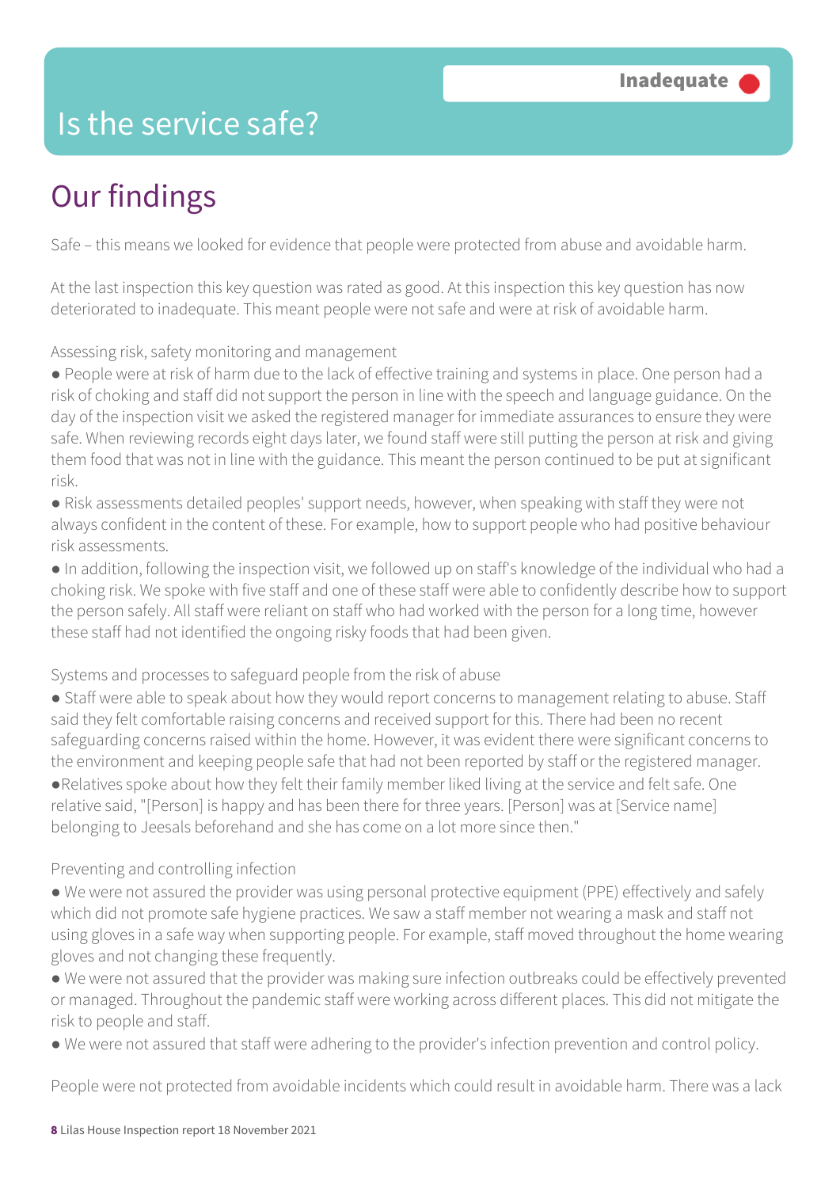# Is the service safe?

**Inadequate**

## Our findings

Safe – this means we looked for evidence that people were protected from abuse and avoidable harm.

At the last inspection this key question was rated as good. At this inspection this key question has now deteriorated to inadequate. This meant people were not safe and were at risk of avoidable harm.

Assessing risk, safety monitoring and management

- People were at risk of harm due to the lack of effective training and systems in place. One person had a risk of choking and staff did not support the person in line with the speech and language guidance. On the day of the inspection visit we asked the registered manager for immediate assurances to ensure they were safe. When reviewing records eight days later, we found staff were still putting the person at risk and giving them food that was not in line with the guidance. This meant the person continued to be put at significant risk.
- Risk assessments detailed peoples' support needs, however, when speaking with staff they were not always confident in the content of these. For example, how to support people who had positive behaviour risk assessments.
- In addition, following the inspection visit, we followed up on staff's knowledge of the individual who had a choking risk. We spoke with five staff and one of these staff were able to confidently describe how to support the person safely. All staff were reliant on staff who had worked with the person for a long time, however these staff had not identified the ongoing risky foods that had been given.

Systems and processes to safeguard people from the risk of abuse

- Staff were able to speak about how they would report concerns to management relating to abuse. Staff said they felt comfortable raising concerns and received support for this. There had been no recent safeguarding concerns raised within the home. However, it was evident there were significant concerns to the environment and keeping people safe that had not been reported by staff or the registered manager.
- Relatives spoke about how they felt their family member liked living at the service and felt safe. One relative said, "[Person] is happy and has been there for three years. [Person] was at [Service name] belonging to Jeesals beforehand and she has come on a lot more since then."

Preventing and controlling infection

- We were not assured the provider was using personal protective equipment (PPE) effectively and safely which did not promote safe hygiene practices. We saw a staff member not wearing a mask and staff not using gloves in a safe way when supporting people. For example, staff moved throughout the home wearing gloves and not changing these frequently.
- We were not assured that the provider was making sure infection outbreaks could be effectively prevented or managed. Throughout the pandemic staff were working across different places. This did not mitigate the risk to people and staff.
- We were not assured that staff were adhering to the provider's infection prevention and control policy.

People were not protected from avoidable incidents which could result in avoidable harm. There was a lack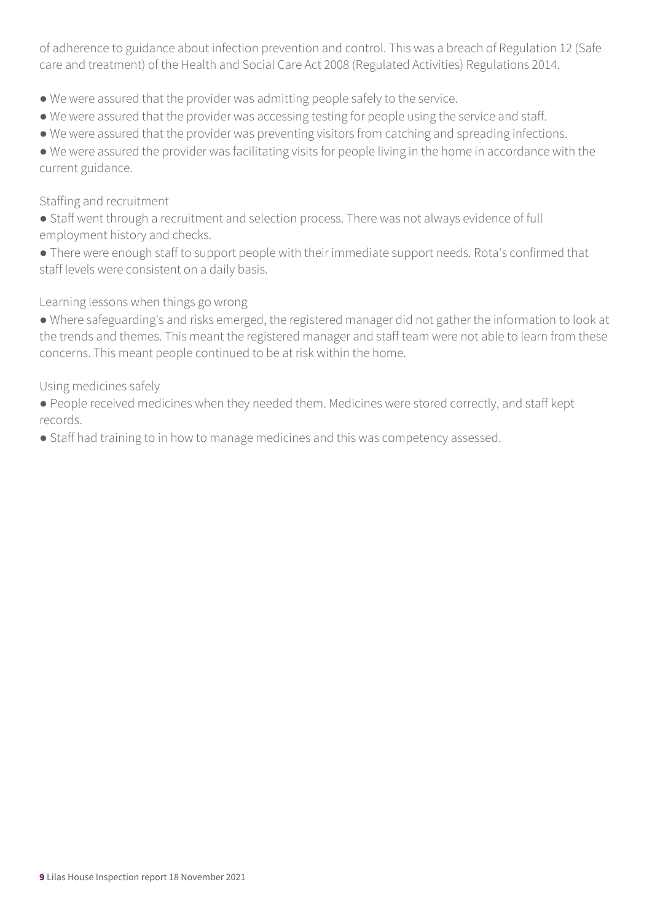of adherence to guidance about infection prevention and control. This was a breach of Regulation 12 (Safe care and treatment) of the Health and Social Care Act 2008 (Regulated Activities) Regulations 2014.

- We were assured that the provider was admitting people safely to the service.
- We were assured that the provider was accessing testing for people using the service and staff.
- We were assured that the provider was preventing visitors from catching and spreading infections.
- We were assured the provider was facilitating visits for people living in the home in accordance with the current guidance.

Staffing and recruitment

- Staff went through a recruitment and selection process. There was not always evidence of full employment history and checks.
- There were enough staff to support people with their immediate support needs. Rota's confirmed that staff levels were consistent on a daily basis.

Learning lessons when things go wrong

- Where safeguarding's and risks emerged, the registered manager did not gather the information to look at the trends and themes. This meant the registered manager and staff team were not able to learn from these concerns. This meant people continued to be at risk within the home.

Using medicines safely

- People received medicines when they needed them. Medicines were stored correctly, and staff kept records.
- Staff had training to in how to manage medicines and this was competency assessed.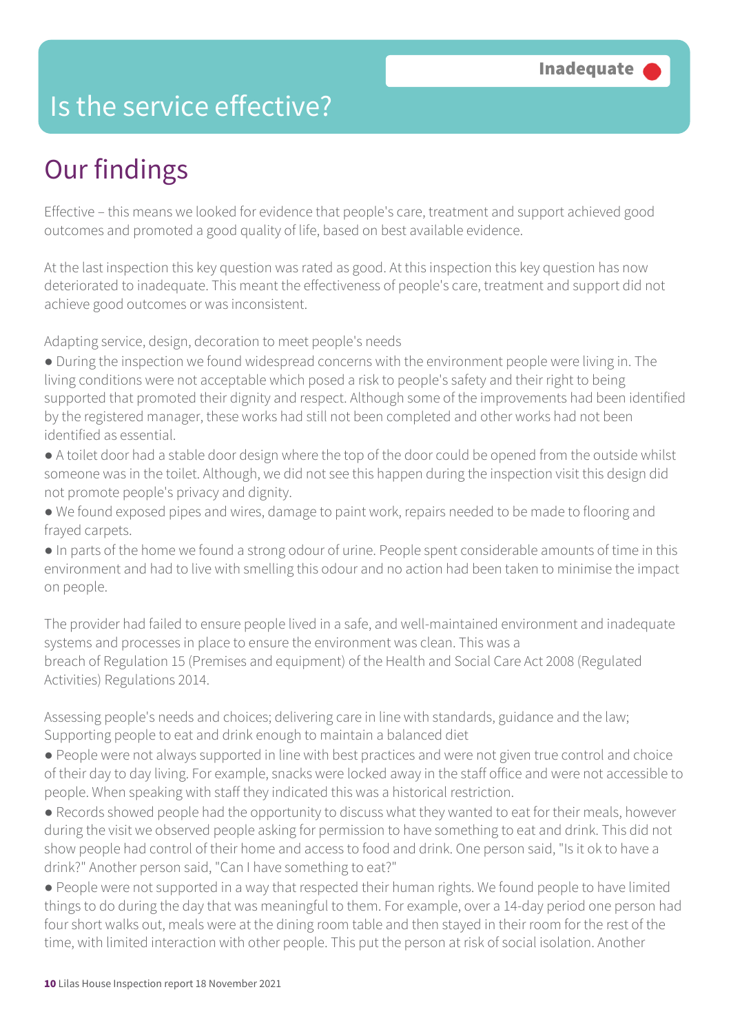Inadequate

# Is the service effective?

## Our findings

Effective – this means we looked for evidence that people's care, treatment and support achieved good outcomes and promoted a good quality of life, based on best available evidence.

At the last inspection this key question was rated as good. At this inspection this key question has now deteriorated to inadequate. This meant the effectiveness of people's care, treatment and support did not achieve good outcomes or was inconsistent.

Adapting service, design, decoration to meet people's needs

- During the inspection we found widespread concerns with the environment people were living in. The living conditions were not acceptable which posed a risk to people's safety and their right to being supported that promoted their dignity and respect. Although some of the improvements had been identified by the registered manager, these works had still not been completed and other works had not been identified as essential.
- A toilet door had a stable door design where the top of the door could be opened from the outside whilst someone was in the toilet. Although, we did not see this happen during the inspection visit this design did not promote people's privacy and dignity.
- We found exposed pipes and wires, damage to paint work, repairs needed to be made to flooring and frayed carpets.
- In parts of the home we found a strong odour of urine. People spent considerable amounts of time in this environment and had to live with smelling this odour and no action had been taken to minimise the impact on people.

The provider had failed to ensure people lived in a safe, and well-maintained environment and inadequate systems and processes in place to ensure the environment was clean. This was a breach of Regulation 15 (Premises and equipment) of the Health and Social Care Act 2008 (Regulated Activities) Regulations 2014.

Assessing people's needs and choices; delivering care in line with standards, guidance and the law; Supporting people to eat and drink enough to maintain a balanced diet

- People were not always supported in line with best practices and were not given true control and choice of their day to day living. For example, snacks were locked away in the staff office and were not accessible to people. When speaking with staff they indicated this was a historical restriction.
- Records showed people had the opportunity to discuss what they wanted to eat for their meals, however during the visit we observed people asking for permission to have something to eat and drink. This did not show people had control of their home and access to food and drink. One person said, "Is it ok to have a drink?" Another person said, "Can I have something to eat?"
- People were not supported in a way that respected their human rights. We found people to have limited things to do during the day that was meaningful to them. For example, over a 14-day period one person had four short walks out, meals were at the dining room table and then stayed in their room for the rest of the time, with limited interaction with other people. This put the person at risk of social isolation. Another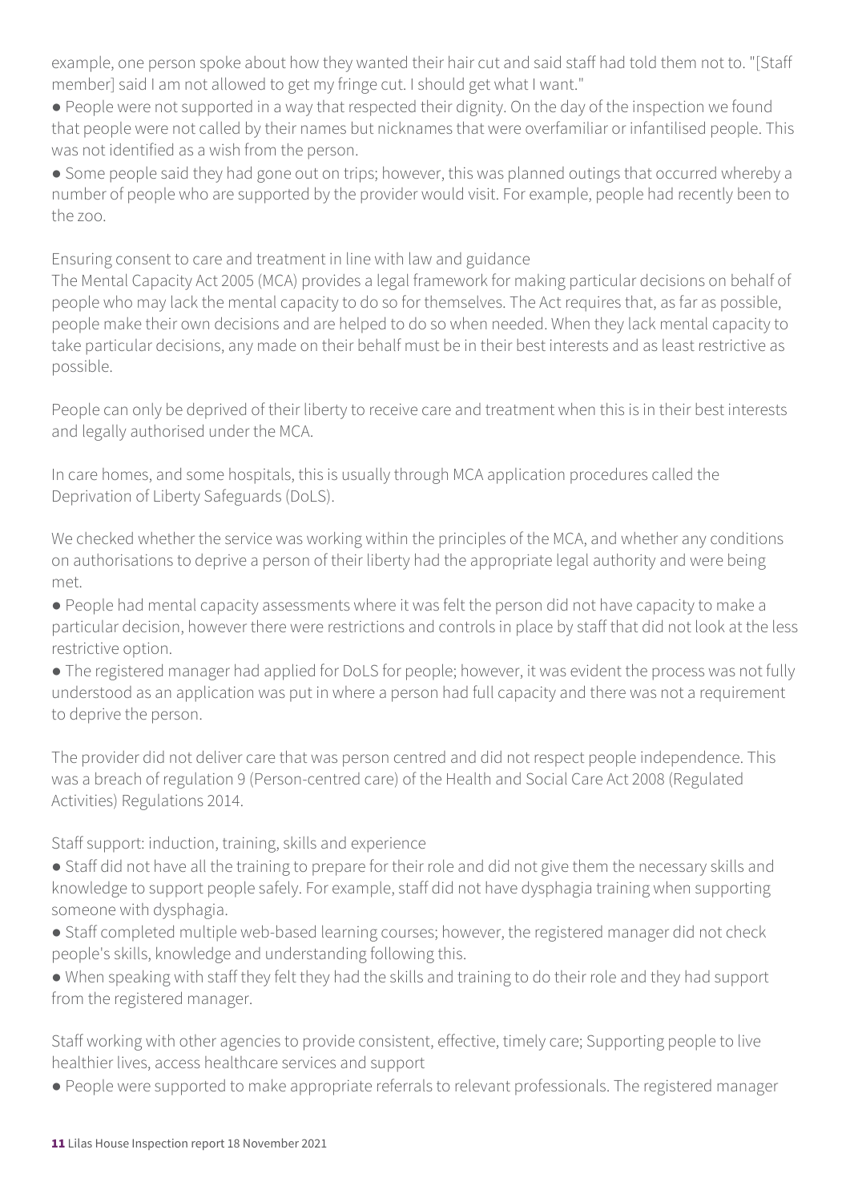example, one person spoke about how they wanted their hair cut and said staff had told them not to. "[Staff member] said I am not allowed to get my fringe cut. I should get what I want."

● People were not supported in a way that respected their dignity. On the day of the inspection we found that people were not called by their names but nicknames that were overfamiliar or infantilised people. This was not identified as a wish from the person.

● Some people said they had gone out on trips; however, this was planned outings that occurred whereby a number of people who are supported by the provider would visit. For example, people had recently been to the zoo.

Ensuring consent to care and treatment in line with law and guidance

The Mental Capacity Act 2005 (MCA) provides a legal framework for making particular decisions on behalf of people who may lack the mental capacity to do so for themselves. The Act requires that, as far as possible, people make their own decisions and are helped to do so when needed. When they lack mental capacity to take particular decisions, any made on their behalf must be in their best interests and as least restrictive as possible.

People can only be deprived of their liberty to receive care and treatment when this is in their best interests and legally authorised under the MCA.

In care homes, and some hospitals, this is usually through MCA application procedures called the Deprivation of Liberty Safeguards (DoLS).

We checked whether the service was working within the principles of the MCA, and whether any conditions on authorisations to deprive a person of their liberty had the appropriate legal authority and were being met.

● People had mental capacity assessments where it was felt the person did not have capacity to make a particular decision, however there were restrictions and controls in place by staff that did not look at the less restrictive option.

● The registered manager had applied for DoLS for people; however, it was evident the process was not fully understood as an application was put in where a person had full capacity and there was not a requirement to deprive the person.

The provider did not deliver care that was person centred and did not respect people independence. This was a breach of regulation 9 (Person-centred care) of the Health and Social Care Act 2008 (Regulated Activities) Regulations 2014.

Staff support: induction, training, skills and experience

● Staff did not have all the training to prepare for their role and did not give them the necessary skills and knowledge to support people safely. For example, staff did not have dysphagia training when supporting someone with dysphagia.

● Staff completed multiple web-based learning courses; however, the registered manager did not check people's skills, knowledge and understanding following this.

● When speaking with staff they felt they had the skills and training to do their role and they had support from the registered manager.

Staff working with other agencies to provide consistent, effective, timely care; Supporting people to live healthier lives, access healthcare services and support

● People were supported to make appropriate referrals to relevant professionals. The registered manager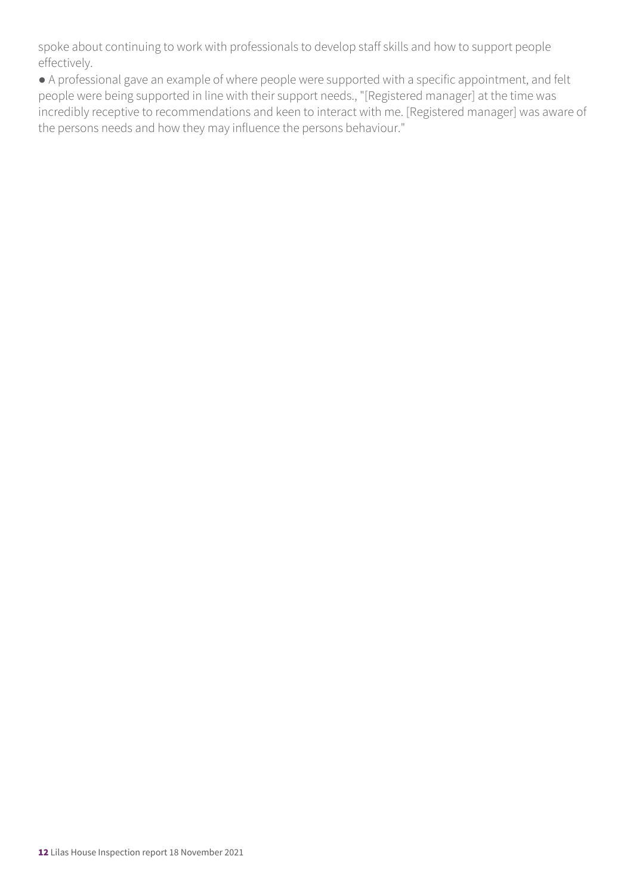spoke about continuing to work with professionals to develop staff skills and how to support people effectively.

- A professional gave an example of where people were supported with a specific appointment, and felt people were being supported in line with their support needs., "[Registered manager] at the time was incredibly receptive to recommendations and keen to interact with me. [Registered manager] was aware of the persons needs and how they may influence the persons behaviour."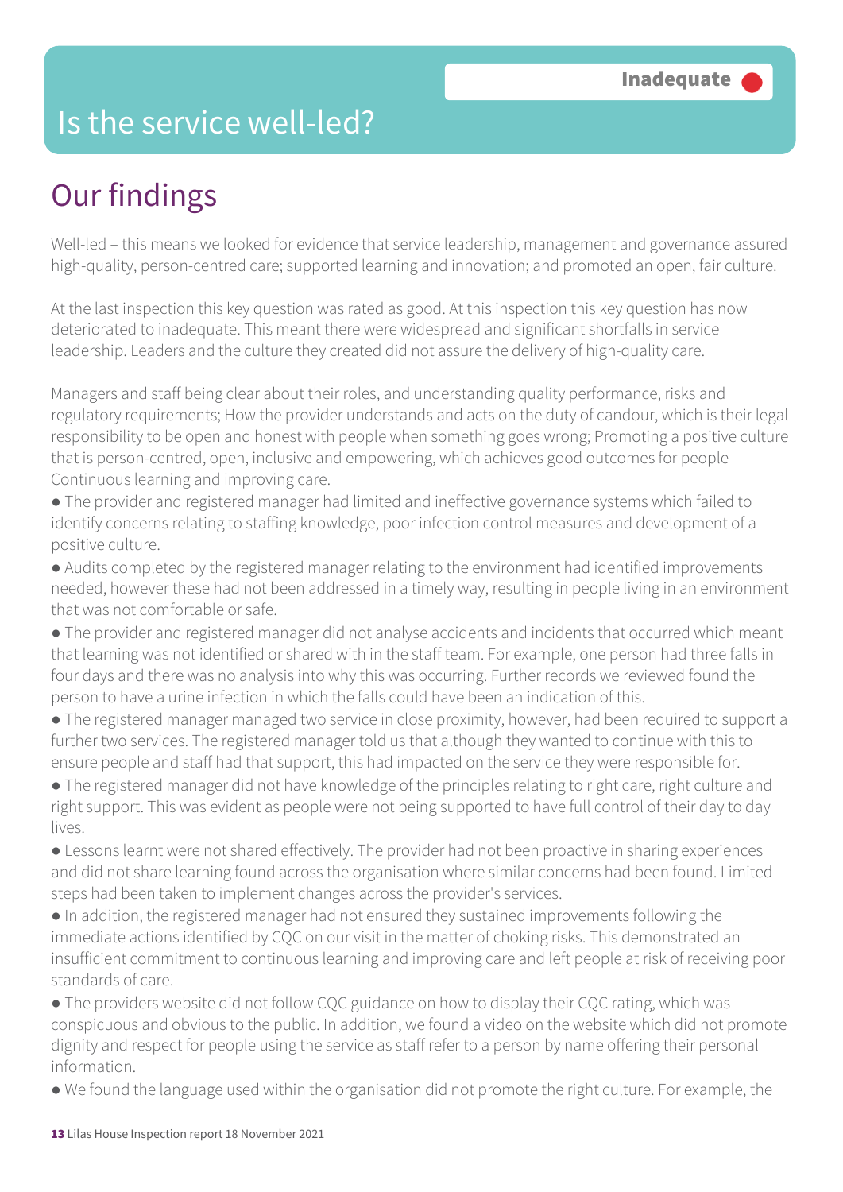# Is the service well-led?

**Inadequate**

## Our findings

Well-led – this means we looked for evidence that service leadership, management and governance assured high-quality, person-centred care; supported learning and innovation; and promoted an open, fair culture.

At the last inspection this key question was rated as good. At this inspection this key question has now deteriorated to inadequate. This meant there were widespread and significant shortfalls in service leadership. Leaders and the culture they created did not assure the delivery of high-quality care.

Managers and staff being clear about their roles, and understanding quality performance, risks and regulatory requirements; How the provider understands and acts on the duty of candour, which is their legal responsibility to be open and honest with people when something goes wrong; Promoting a positive culture that is person-centred, open, inclusive and empowering, which achieves good outcomes for people Continuous learning and improving care.

- The provider and registered manager had limited and ineffective governance systems which failed to identify concerns relating to staffing knowledge, poor infection control measures and development of a positive culture.
- Audits completed by the registered manager relating to the environment had identified improvements needed, however these had not been addressed in a timely way, resulting in people living in an environment that was not comfortable or safe.
- The provider and registered manager did not analyse accidents and incidents that occurred which meant that learning was not identified or shared with in the staff team. For example, one person had three falls in four days and there was no analysis into why this was occurring. Further records we reviewed found the person to have a urine infection in which the falls could have been an indication of this.
- The registered manager managed two service in close proximity, however, had been required to support a further two services. The registered manager told us that although they wanted to continue with this to ensure people and staff had that support, this had impacted on the service they were responsible for.
- The registered manager did not have knowledge of the principles relating to right care, right culture and right support. This was evident as people were not being supported to have full control of their day to day lives.
- Lessons learnt were not shared effectively. The provider had not been proactive in sharing experiences and did not share learning found across the organisation where similar concerns had been found. Limited steps had been taken to implement changes across the provider's services.
- In addition, the registered manager had not ensured they sustained improvements following the immediate actions identified by CQC on our visit in the matter of choking risks. This demonstrated an insufficient commitment to continuous learning and improving care and left people at risk of receiving poor standards of care.
- The providers website did not follow CQC guidance on how to display their CQC rating, which was conspicuous and obvious to the public. In addition, we found a video on the website which did not promote dignity and respect for people using the service as staff refer to a person by name offering their personal information.
- We found the language used within the organisation did not promote the right culture. For example, the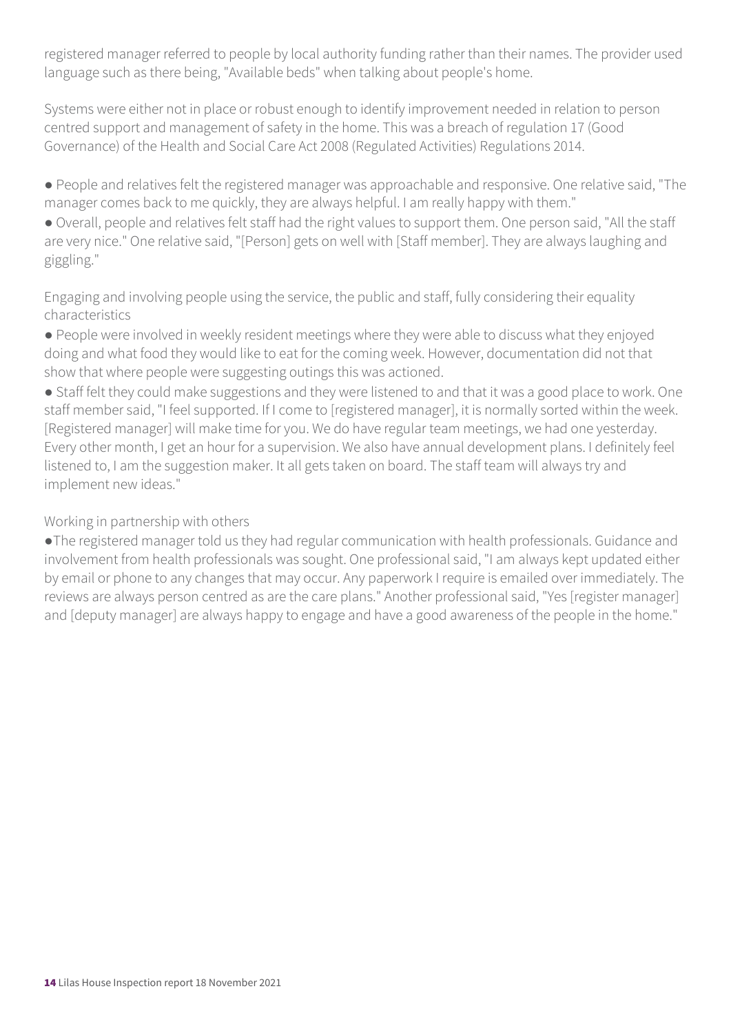registered manager referred to people by local authority funding rather than their names. The provider used language such as there being, "Available beds" when talking about people's home.

Systems were either not in place or robust enough to identify improvement needed in relation to person centred support and management of safety in the home. This was a breach of regulation 17 (Good Governance) of the Health and Social Care Act 2008 (Regulated Activities) Regulations 2014.

- People and relatives felt the registered manager was approachable and responsive. One relative said, "The manager comes back to me quickly, they are always helpful. I am really happy with them."
- Overall, people and relatives felt staff had the right values to support them. One person said, "All the staff are very nice." One relative said, "[Person] gets on well with [Staff member]. They are always laughing and giggling."

## Engaging and involving people using the service, the public and staff, fully considering their equality characteristics

- People were involved in weekly resident meetings where they were able to discuss what they enjoyed doing and what food they would like to eat for the coming week. However, documentation did not that show that where people were suggesting outings this was actioned.
- Staff felt they could make suggestions and they were listened to and that it was a good place to work. One staff member said, "I feel supported. If I come to [registered manager], it is normally sorted within the week. [Registered manager] will make time for you. We do have regular team meetings, we had one yesterday. Every other month, I get an hour for a supervision. We also have annual development plans. I definitely feel listened to, I am the suggestion maker. It all gets taken on board. The staff team will always try and implement new ideas."

## Working in partnership with others

- The registered manager told us they had regular communication with health professionals. Guidance and involvement from health professionals was sought. One professional said, "I am always kept updated either by email or phone to any changes that may occur. Any paperwork I require is emailed over immediately. The reviews are always person centred as are the care plans." Another professional said, "Yes [register manager] and [deputy manager] are always happy to engage and have a good awareness of the people in the home."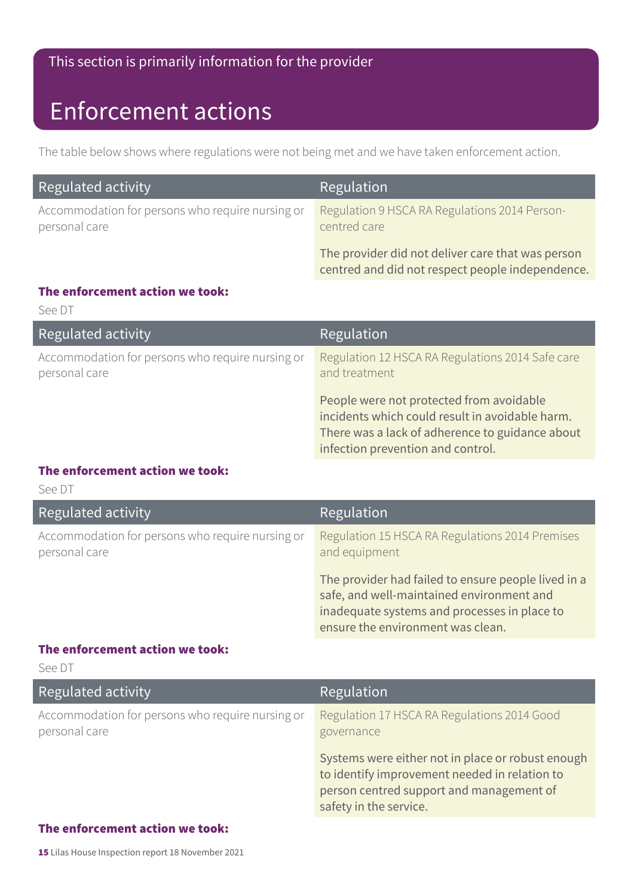This section is primarily information for the provider

# Enforcement actions

The table below shows where regulations were not being met and we have taken enforcement action.

| Regulated activity | Regulation |
| --- | --- |
| Accommodation for persons who require nursing or personal care | Regulation 9 HSCA RA Regulations 2014 Person-centred care<br><br>The provider did not deliver care that was person centred and did not respect people independence. |

**The enforcement action we took:**

See DT

| Regulated activity | Regulation |
| --- | --- |
| Accommodation for persons who require nursing or personal care | Regulation 12 HSCA RA Regulations 2014 Safe care and treatment<br><br>People were not protected from avoidable incidents which could result in avoidable harm. There was a lack of adherence to guidance about infection prevention and control. |

**The enforcement action we took:**

See DT

| Regulated activity | Regulation |
| --- | --- |
| Accommodation for persons who require nursing or personal care | Regulation 15 HSCA RA Regulations 2014 Premises and equipment<br><br>The provider had failed to ensure people lived in a safe, and well-maintained environment and inadequate systems and processes in place to ensure the environment was clean. |

**The enforcement action we took:**

See DT

| Regulated activity | Regulation |
| --- | --- |
| Accommodation for persons who require nursing or personal care | Regulation 17 HSCA RA Regulations 2014 Good governance<br><br>Systems were either not in place or robust enough to identify improvement needed in relation to person centred support and management of safety in the service. |

**The enforcement action we took:**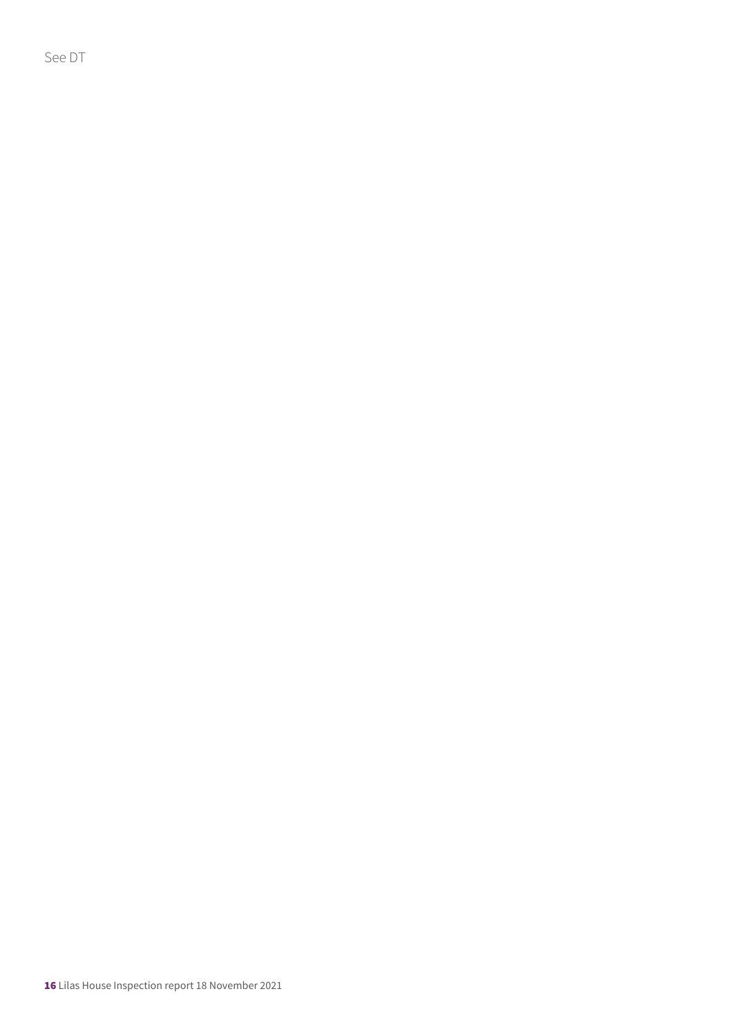See DT